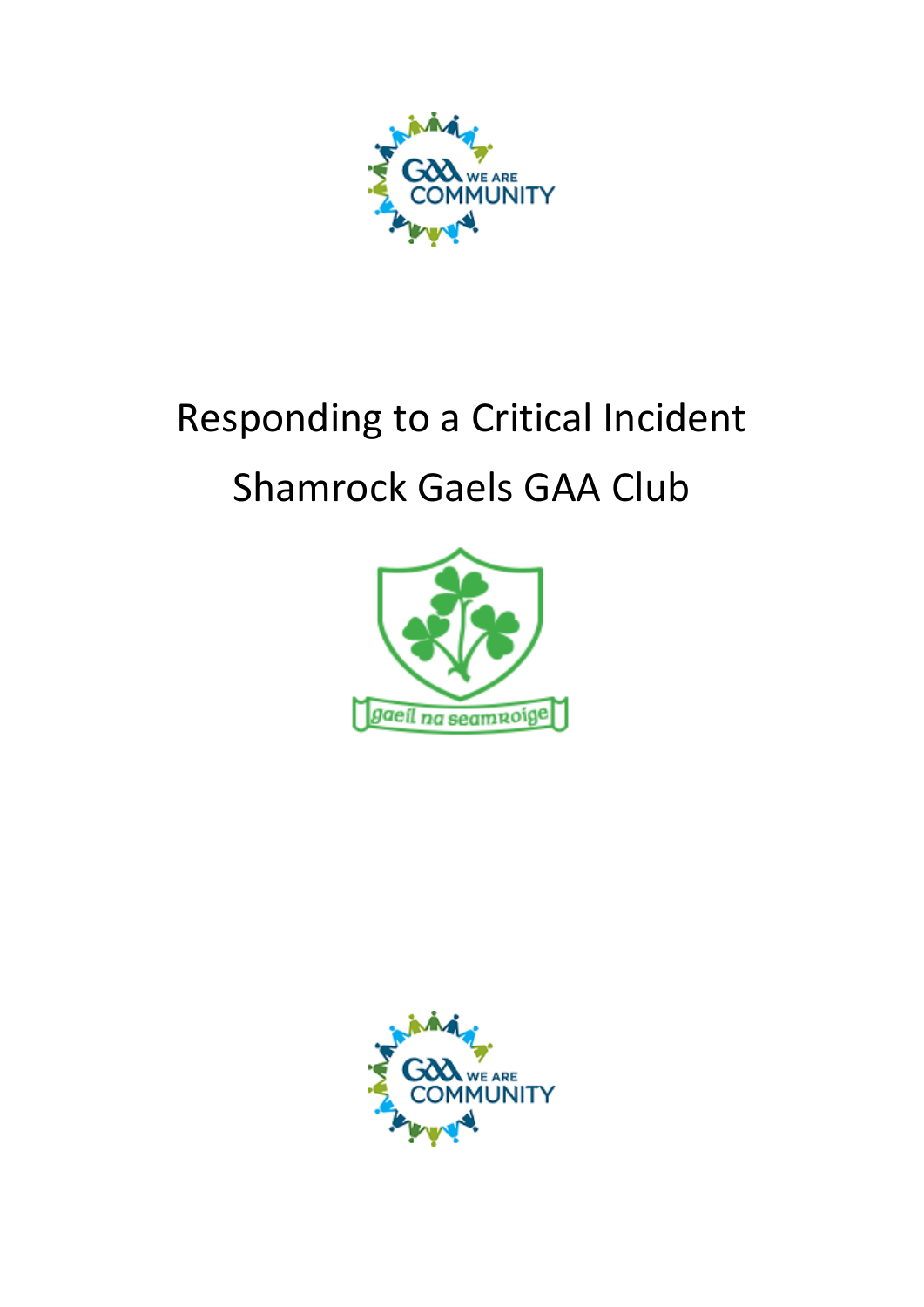# Responding to a Critical Incident

# Shamrock Gaels GAA Club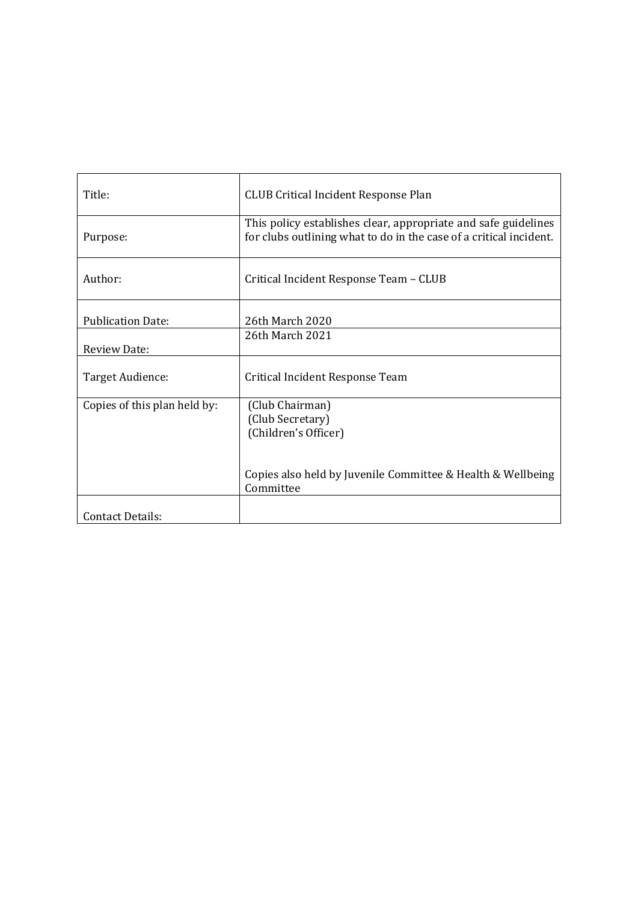| Title: | CLUB Critical Incident Response Plan |
| --- | --- |
| Purpose: | This policy establishes clear, appropriate and safe guidelines for clubs outlining what to do in the case of a critical incident. |
| Author: | Critical Incident Response Team – CLUB |
| Publication Date: | 26th March 2020 |
| Review Date: | 26th March 2021 |
| Target Audience: | Critical Incident Response Team |
| Copies of this plan held by: | (Club Chairman)<br>(Club Secretary)<br>(Children's Officer)<br><br>Copies also held by Juvenile Committee & Health & Wellbeing Committee |
| Contact Details: | |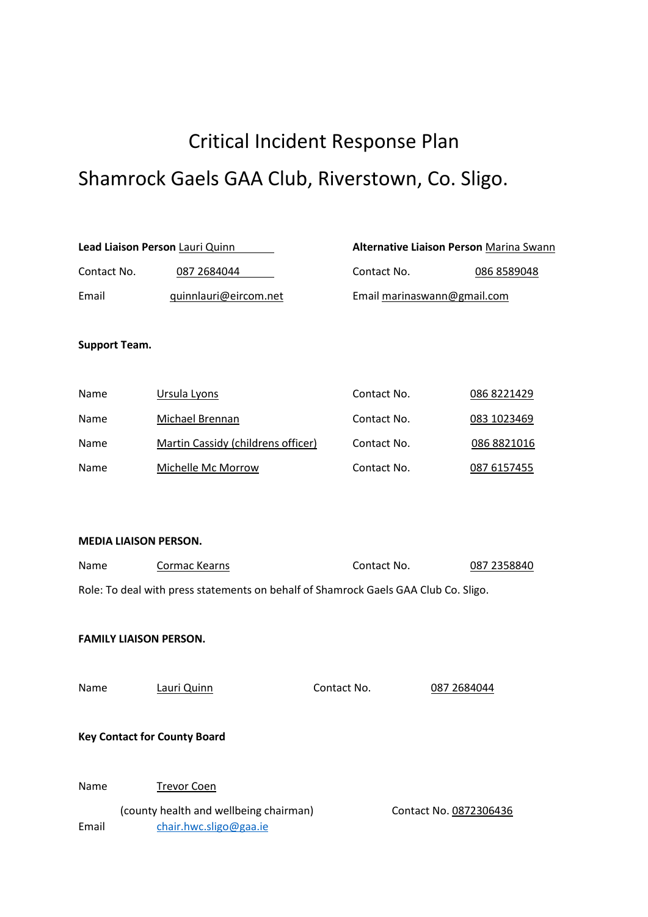# Critical Incident Response Plan

# Shamrock Gaels GAA Club, Riverstown, Co. Sligo.

| | | | |
|---|---|---|---|
| **Lead Liaison Person** | Lauri Quinn | **Alternative Liaison Person** | Marina Swann |
| Contact No. | 087 2684044 | Contact No. | 086 8589048 |
| Email | quinnlauri@eircom.net | Email | marinaswann@gmail.com |

**Support Team.**

| | | | |
|---|---|---|---|
| Name | Ursula Lyons | Contact No. | 086 8221429 |
| Name | Michael Brennan | Contact No. | 083 1023469 |
| Name | Martin Cassidy (childrens officer) | Contact No. | 086 8821016 |
| Name | Michelle Mc Morrow | Contact No. | 087 6157455 |

**MEDIA LIAISON PERSON.**

| | | | |
|---|---|---|---|
| Name | Cormac Kearns | Contact No. | 087 2358840 |

Role: To deal with press statements on behalf of Shamrock Gaels GAA Club Co. Sligo.

**FAMILY LIAISON PERSON.**

| | | | |
|---|---|---|---|
| Name | Lauri Quinn | Contact No. | 087 2684044 |

**Key Contact for County Board**

Name Trevor Coen

(county health and wellbeing chairman) Contact No. 0872306436

Email chair.hwc.sligo@gaa.ie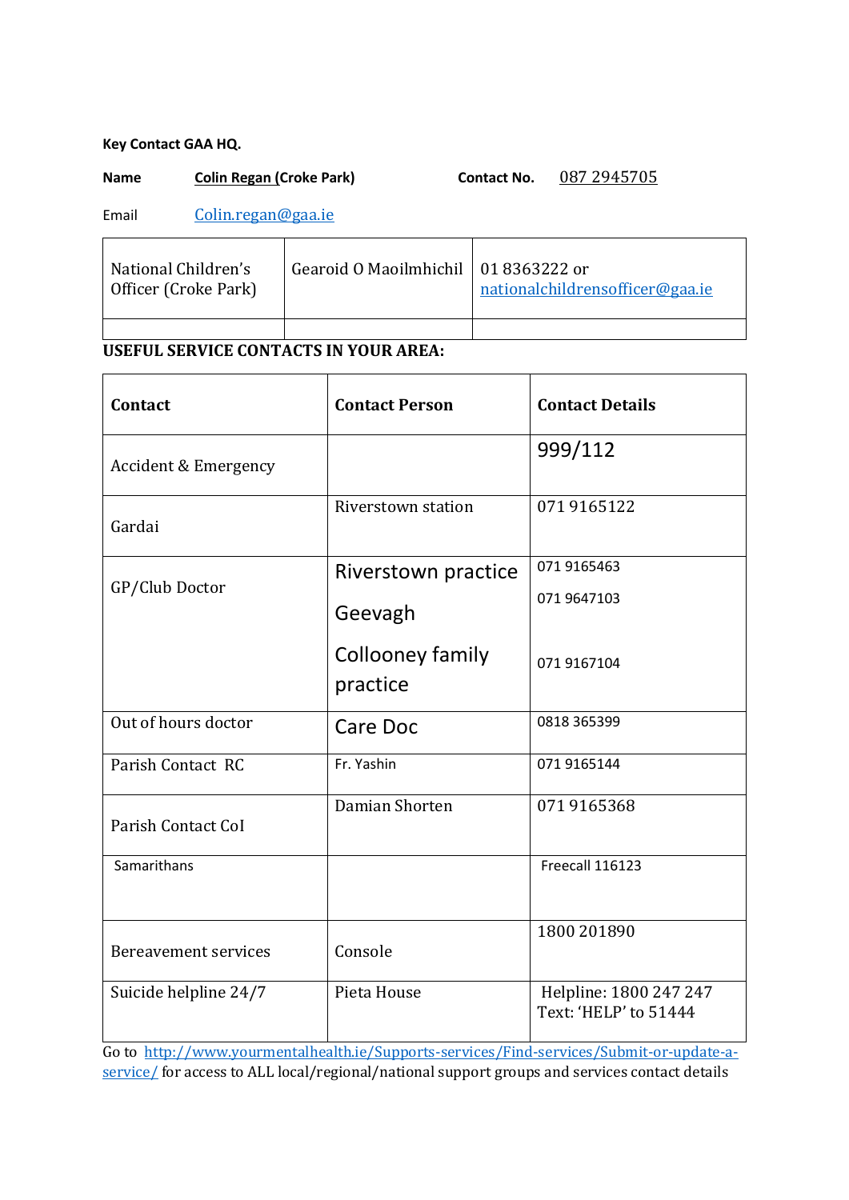**Key Contact GAA HQ.**

**Name** **Colin Regan (Croke Park)** **Contact No.** 087 2945705

Email Colin.regan@gaa.ie

| National Children's Officer (Croke Park) | Gearoid O Maoilmhichil | 01 8363222 or nationalchildrensofficer@gaa.ie |
|---|---|---|
| | | |

**USEFUL SERVICE CONTACTS IN YOUR AREA:**

| **Contact** | **Contact Person** | **Contact Details** |
|---|---|---|
| Accident & Emergency | | 999/112 |
| Gardai | Riverstown station | 071 9165122 |
| GP/Club Doctor | Riverstown practice<br>Geevagh<br>Collooney family practice | 071 9165463<br>071 9647103<br>071 9167104 |
| Out of hours doctor | Care Doc | 0818 365399 |
| Parish Contact RC | Fr. Yashin | 071 9165144 |
| Parish Contact CoI | Damian Shorten | 071 9165368 |
| Samarithans | | Freecall 116123 |
| Bereavement services | Console | 1800 201890 |
| Suicide helpline 24/7 | Pieta House | Helpline: 1800 247 247<br>Text: 'HELP' to 51444 |

Go to http://www.yourmentalhealth.ie/Supports-services/Find-services/Submit-or-update-a-service/ for access to ALL local/regional/national support groups and services contact details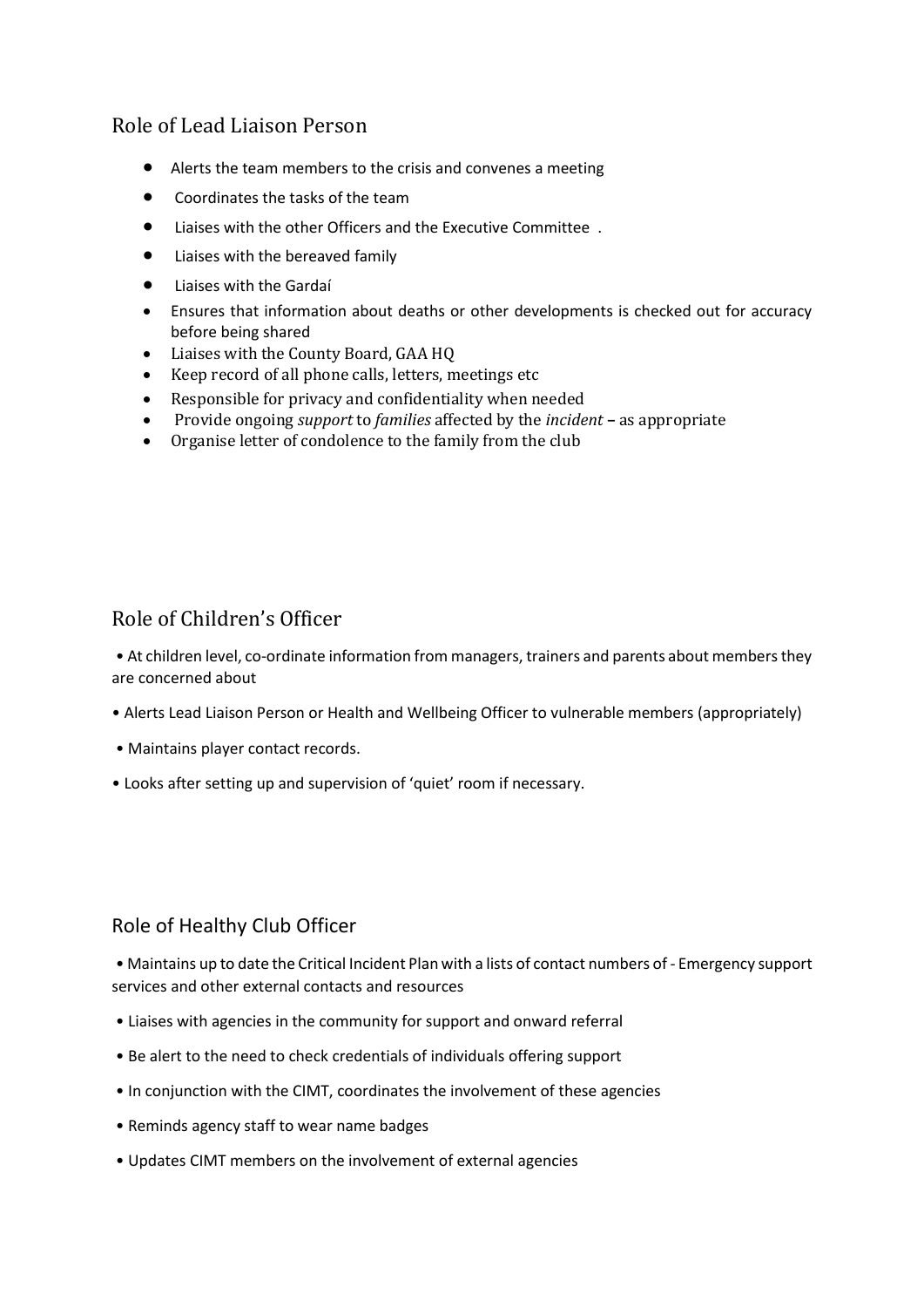## Role of Lead Liaison Person

- Alerts the team members to the crisis and convenes a meeting
- Coordinates the tasks of the team
- Liaises with the other Officers and the Executive Committee .
- Liaises with the bereaved family
- Liaises with the Gardaí
- Ensures that information about deaths or other developments is checked out for accuracy before being shared
- Liaises with the County Board, GAA HQ
- Keep record of all phone calls, letters, meetings etc
- Responsible for privacy and confidentiality when needed
- Provide ongoing *support* to *families* affected by the *incident* – as appropriate
- Organise letter of condolence to the family from the club

## Role of Children's Officer

- At children level, co-ordinate information from managers, trainers and parents about members they are concerned about
- Alerts Lead Liaison Person or Health and Wellbeing Officer to vulnerable members (appropriately)
- Maintains player contact records.
- Looks after setting up and supervision of 'quiet' room if necessary.

## Role of Healthy Club Officer

- Maintains up to date the Critical Incident Plan with a lists of contact numbers of - Emergency support services and other external contacts and resources
- Liaises with agencies in the community for support and onward referral
- Be alert to the need to check credentials of individuals offering support
- In conjunction with the CIMT, coordinates the involvement of these agencies
- Reminds agency staff to wear name badges
- Updates CIMT members on the involvement of external agencies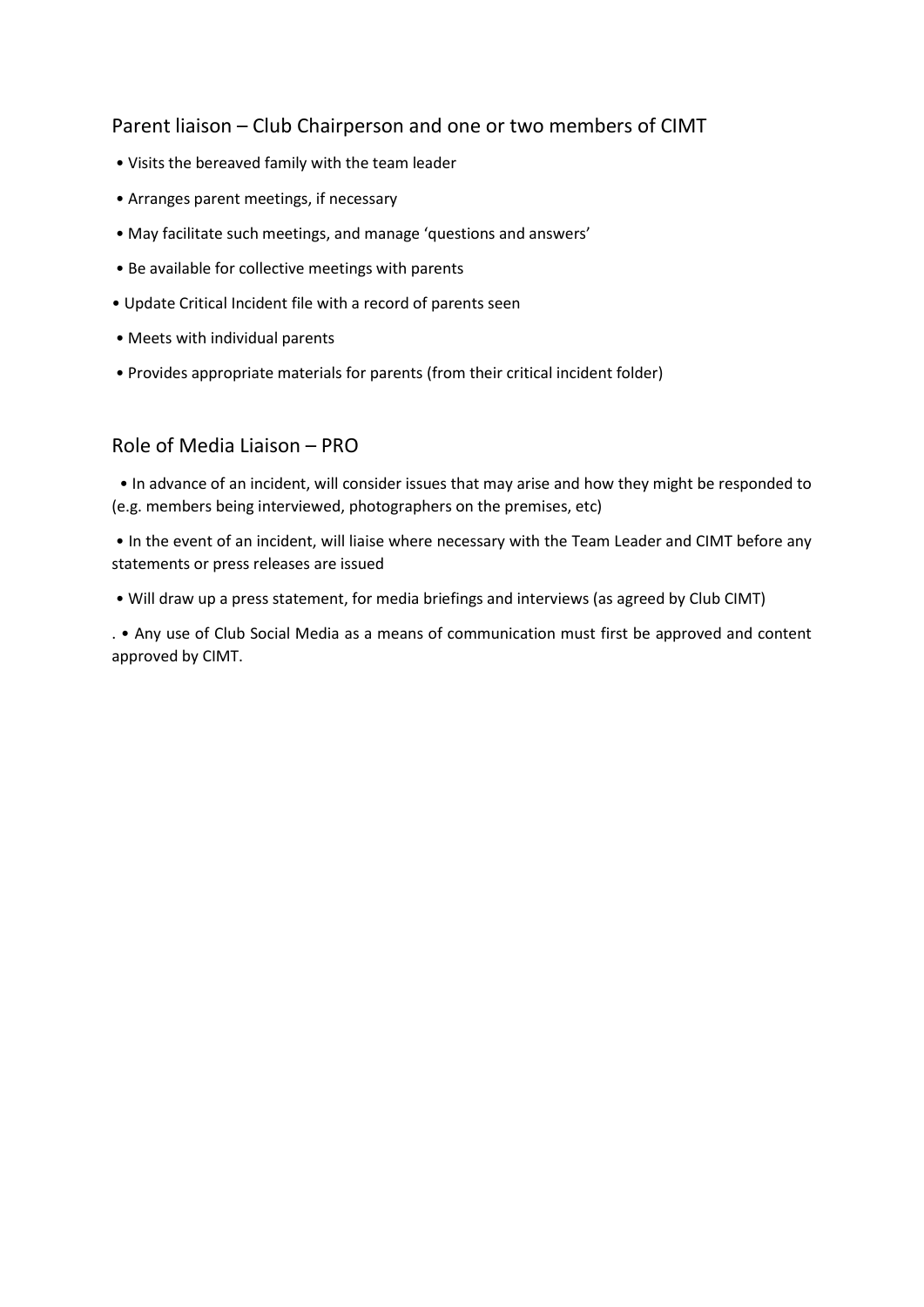## Parent liaison – Club Chairperson and one or two members of CIMT

- Visits the bereaved family with the team leader
- Arranges parent meetings, if necessary
- May facilitate such meetings, and manage 'questions and answers'
- Be available for collective meetings with parents
- Update Critical Incident file with a record of parents seen
- Meets with individual parents
- Provides appropriate materials for parents (from their critical incident folder)

## Role of Media Liaison – PRO

- In advance of an incident, will consider issues that may arise and how they might be responded to (e.g. members being interviewed, photographers on the premises, etc)
- In the event of an incident, will liaise where necessary with the Team Leader and CIMT before any statements or press releases are issued
- Will draw up a press statement, for media briefings and interviews (as agreed by Club CIMT)

. • Any use of Club Social Media as a means of communication must first be approved and content approved by CIMT.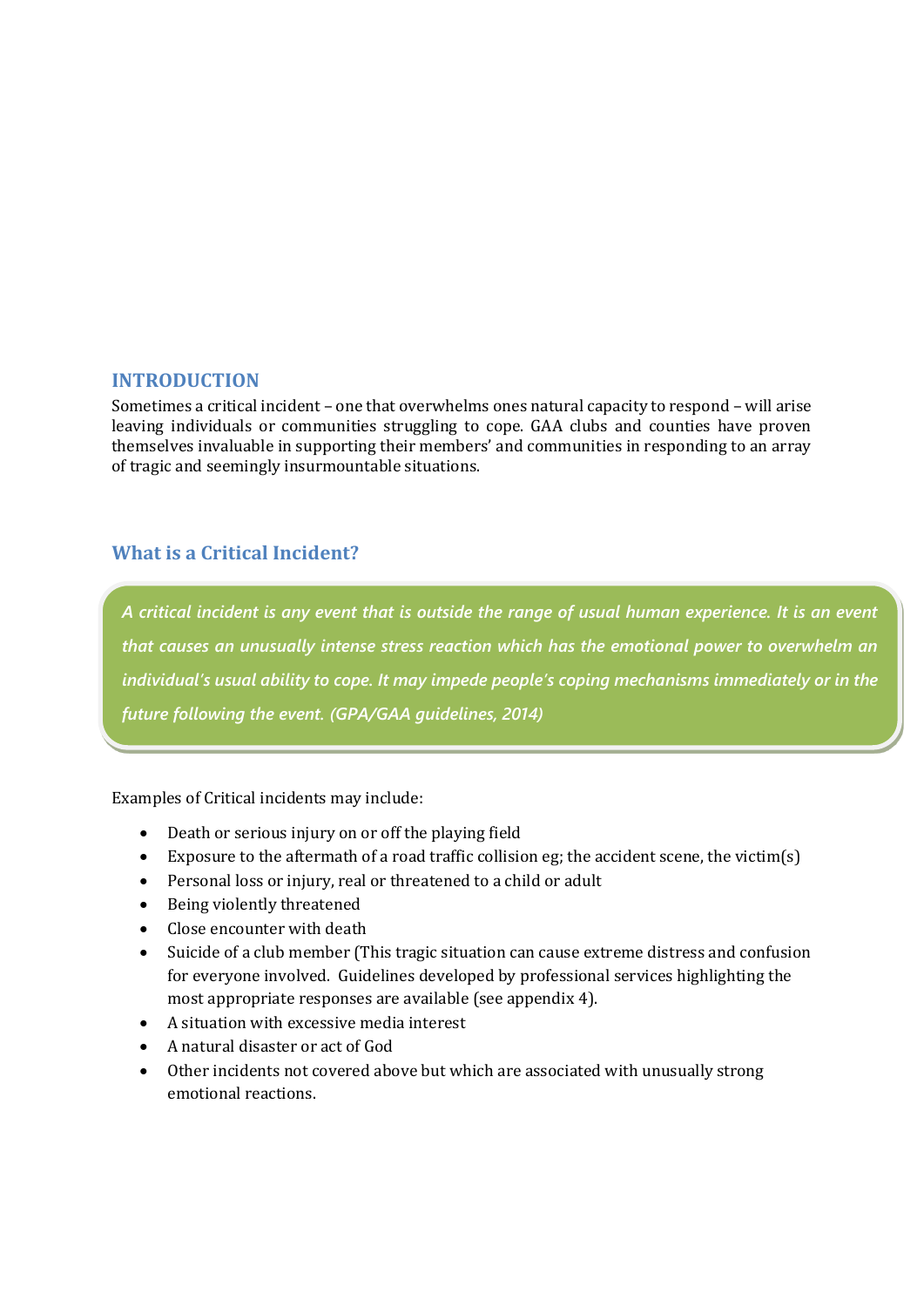## INTRODUCTION

Sometimes a critical incident – one that overwhelms ones natural capacity to respond – will arise leaving individuals or communities struggling to cope. GAA clubs and counties have proven themselves invaluable in supporting their members' and communities in responding to an array of tragic and seemingly insurmountable situations.

## What is a Critical Incident?

> *A critical incident is any event that is outside the range of usual human experience. It is an event that causes an unusually intense stress reaction which has the emotional power to overwhelm an individual's usual ability to cope. It may impede people's coping mechanisms immediately or in the future following the event. (GPA/GAA guidelines, 2014)*

Examples of Critical incidents may include:

- Death or serious injury on or off the playing field
- Exposure to the aftermath of a road traffic collision eg; the accident scene, the victim(s)
- Personal loss or injury, real or threatened to a child or adult
- Being violently threatened
- Close encounter with death
- Suicide of a club member (This tragic situation can cause extreme distress and confusion for everyone involved. Guidelines developed by professional services highlighting the most appropriate responses are available (see appendix 4).
- A situation with excessive media interest
- A natural disaster or act of God
- Other incidents not covered above but which are associated with unusually strong emotional reactions.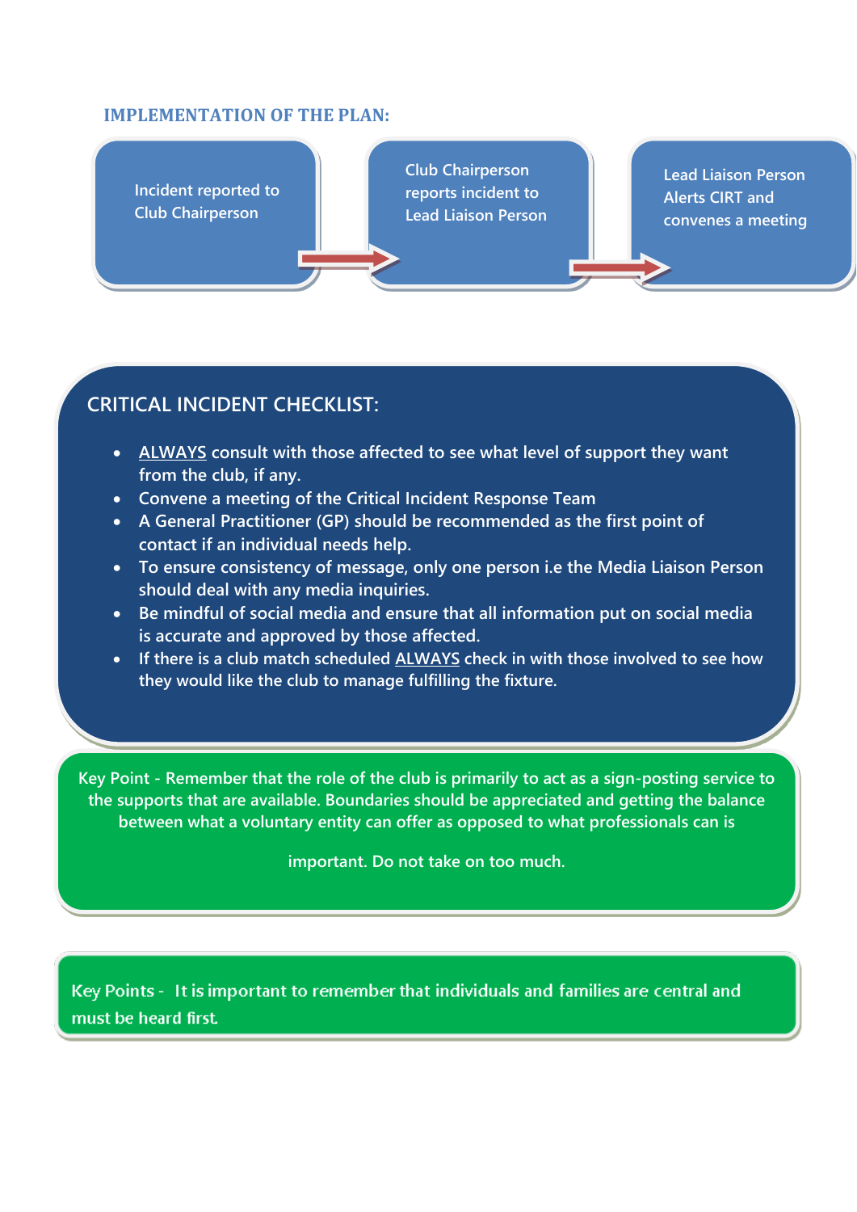## IMPLEMENTATION OF THE PLAN:

Incident reported to Club Chairperson → Club Chairperson reports incident to Lead Liaison Person → Lead Liaison Person Alerts CIRT and convenes a meeting

## CRITICAL INCIDENT CHECKLIST:

- ALWAYS consult with those affected to see what level of support they want from the club, if any.
- Convene a meeting of the Critical Incident Response Team
- A General Practitioner (GP) should be recommended as the first point of contact if an individual needs help.
- To ensure consistency of message, only one person i.e the Media Liaison Person should deal with any media inquiries.
- Be mindful of social media and ensure that all information put on social media is accurate and approved by those affected.
- If there is a club match scheduled ALWAYS check in with those involved to see how they would like the club to manage fulfilling the fixture.

Key Point - Remember that the role of the club is primarily to act as a sign-posting service to the supports that are available. Boundaries should be appreciated and getting the balance between what a voluntary entity can offer as opposed to what professionals can is important. Do not take on too much.

Key Points - It is important to remember that individuals and families are central and must be heard first.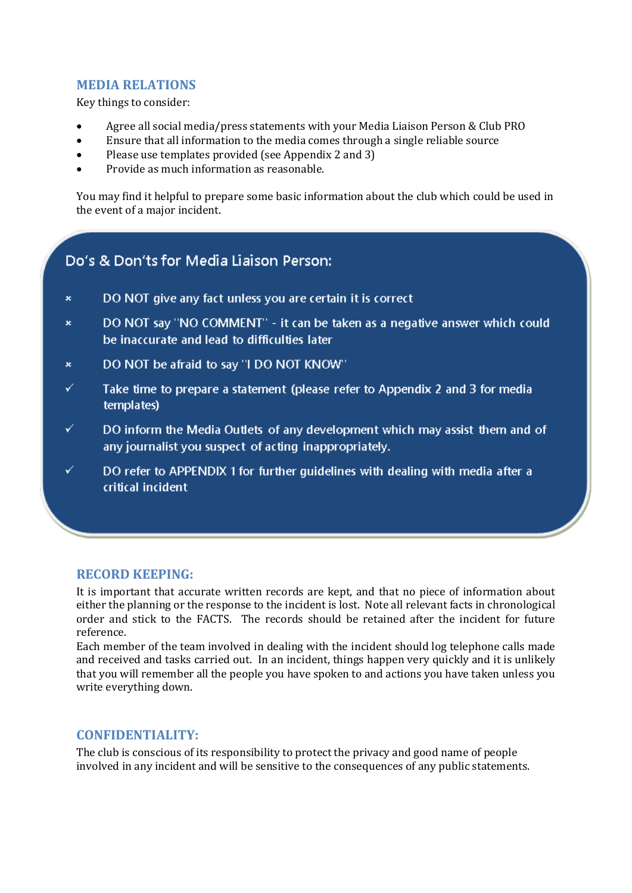## MEDIA RELATIONS

Key things to consider:

- Agree all social media/press statements with your Media Liaison Person & Club PRO
- Ensure that all information to the media comes through a single reliable source
- Please use templates provided (see Appendix 2 and 3)
- Provide as much information as reasonable.

You may find it helpful to prepare some basic information about the club which could be used in the event of a major incident.

### Do's & Don'ts for Media Liaison Person:

- ✗ DO NOT give any fact unless you are certain it is correct
- ✗ DO NOT say "NO COMMENT" - it can be taken as a negative answer which could be inaccurate and lead to difficulties later
- ✗ DO NOT be afraid to say "I DO NOT KNOW"
- ✓ Take time to prepare a statement (please refer to Appendix 2 and 3 for media templates)
- ✓ DO inform the Media Outlets of any development which may assist them and of any journalist you suspect of acting inappropriately.
- ✓ DO refer to APPENDIX 1 for further guidelines with dealing with media after a critical incident

## RECORD KEEPING:

It is important that accurate written records are kept, and that no piece of information about either the planning or the response to the incident is lost. Note all relevant facts in chronological order and stick to the FACTS. The records should be retained after the incident for future reference.

Each member of the team involved in dealing with the incident should log telephone calls made and received and tasks carried out. In an incident, things happen very quickly and it is unlikely that you will remember all the people you have spoken to and actions you have taken unless you write everything down.

## CONFIDENTIALITY:

The club is conscious of its responsibility to protect the privacy and good name of people involved in any incident and will be sensitive to the consequences of any public statements.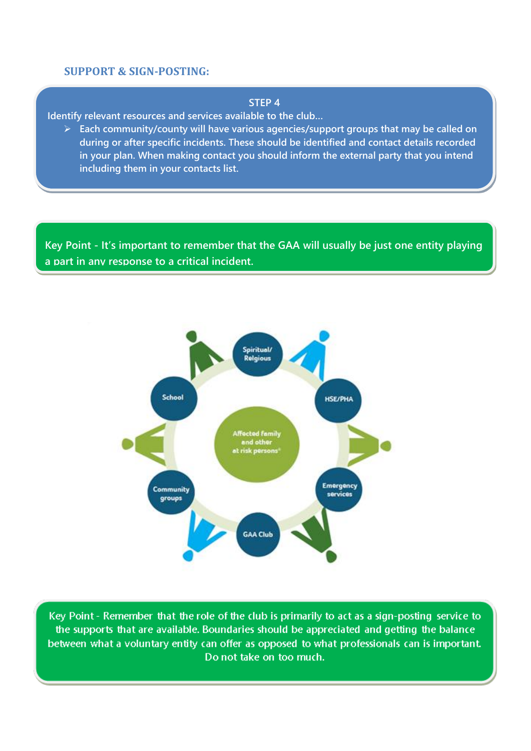## SUPPORT & SIGN-POSTING:

**STEP 4**

**Identify relevant resources and services available to the club…**

- **Each community/county will have various agencies/support groups that may be called on during or after specific incidents. These should be identified and contact details recorded in your plan. When making contact you should inform the external party that you intend including them in your contacts list.**

**Key Point - It's important to remember that the GAA will usually be just one entity playing a part in any response to a critical incident.**

Spiritual/ Relgious

HSE/PHA

Emergency services

GAA Club

Community groups

School

Affected family and other at risk persons*

Key Point - Remember that the role of the club is primarily to act as a sign-posting service to the supports that are available. Boundaries should be appreciated and getting the balance between what a voluntary entity can offer as opposed to what professionals can is important. Do not take on too much.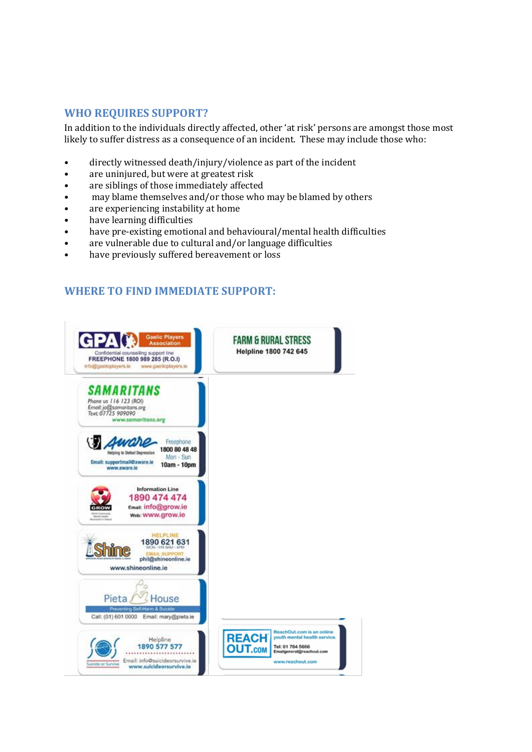## WHO REQUIRES SUPPORT?

In addition to the individuals directly affected, other 'at risk' persons are amongst those most likely to suffer distress as a consequence of an incident. These may include those who:

- directly witnessed death/injury/violence as part of the incident
- are uninjured, but were at greatest risk
- are siblings of those immediately affected
- may blame themselves and/or those who may be blamed by others
- are experiencing instability at home
- have learning difficulties
- have pre-existing emotional and behavioural/mental health difficulties
- are vulnerable due to cultural and/or language difficulties
- have previously suffered bereavement or loss

## WHERE TO FIND IMMEDIATE SUPPORT:

**GPA Gaelic Players Association**
Confidential counselling support line
FREEPHONE 1800 989 285 (R.O.I)
info@gaelicplayers.ie www.gaelicplayers.ie

**FARM & RURAL STRESS**
Helpline 1800 742 645

**SAMARITANS**
Phone us 116 123 (ROI)
Email: jo@samaritans.org
Text: 07725 909090
www.samaritans.org

**Aware** – Helping to Defeat Depression
Freephone 1800 80 48 48
Mon - Sun 10am - 10pm
Email: supportmail@aware.ie
www.aware.ie

**GROW**
Information Line 1890 474 474
Email: info@grow.ie
Web: www.grow.ie

**Shine**
HELPLINE 1890 621 631
MON - FRI 9AM - 4PM
EMAIL SUPPORT phil@shineonline.ie
www.shineonline.ie

**Pieta House** – Preventing Self-Harm & Suicide
Call: (01) 601 0000 Email: mary@pieta.ie

**Suicide or Survive**
Helpline 1890 577 577
Email: info@suicideorsurvive.ie
www.suicideorsurvive.ie

**REACHOUT.COM**
ReachOut.com is an online youth mental health service.
Tel: 01 764 5666
Email: general@reachout.com
www.reachout.com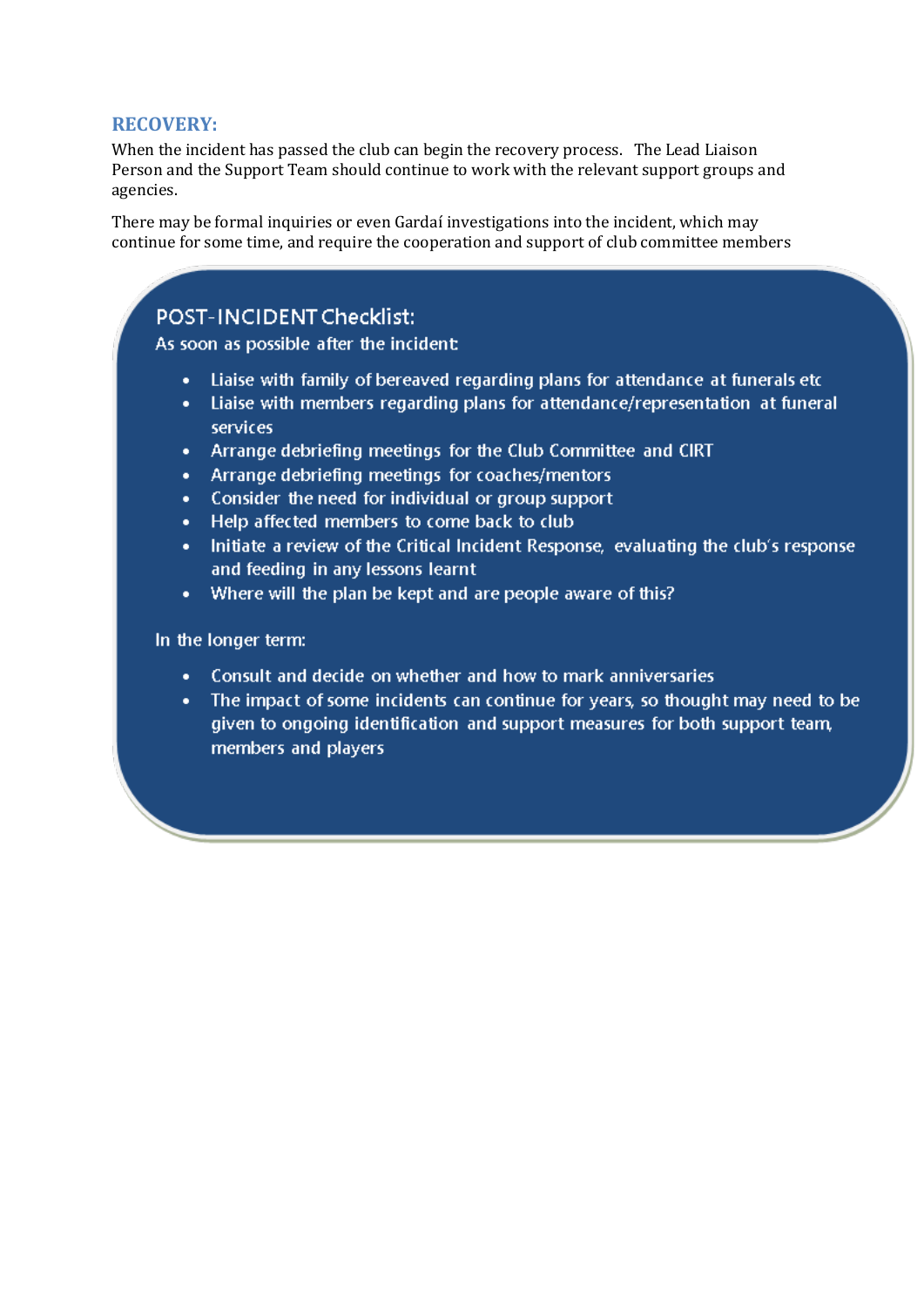## RECOVERY:

When the incident has passed the club can begin the recovery process. The Lead Liaison Person and the Support Team should continue to work with the relevant support groups and agencies.

There may be formal inquiries or even Gardaí investigations into the incident, which may continue for some time, and require the cooperation and support of club committee members

### POST-INCIDENT Checklist:

As soon as possible after the incident:

- Liaise with family of bereaved regarding plans for attendance at funerals etc
- Liaise with members regarding plans for attendance/representation at funeral services
- Arrange debriefing meetings for the Club Committee and CIRT
- Arrange debriefing meetings for coaches/mentors
- Consider the need for individual or group support
- Help affected members to come back to club
- Initiate a review of the Critical Incident Response, evaluating the club's response and feeding in any lessons learnt
- Where will the plan be kept and are people aware of this?

In the longer term:

- Consult and decide on whether and how to mark anniversaries
- The impact of some incidents can continue for years, so thought may need to be given to ongoing identification and support measures for both support team, members and players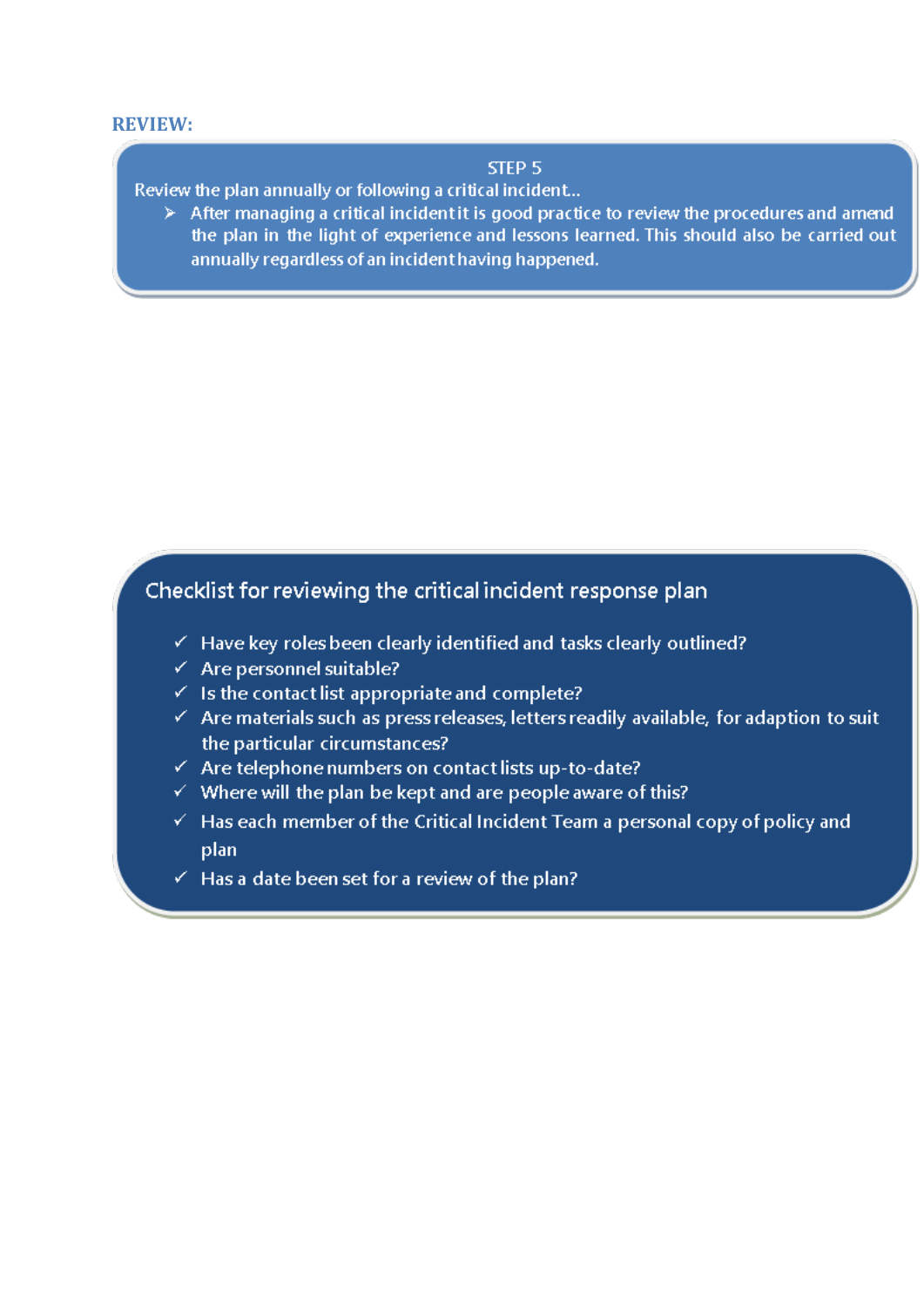## REVIEW:

**STEP 5**

Review the plan annually or following a critical incident...

- After managing a critical incident it is good practice to review the procedures and amend the plan in the light of experience and lessons learned. This should also be carried out annually regardless of an incident having happened.

### Checklist for reviewing the critical incident response plan

- ✓ Have key roles been clearly identified and tasks clearly outlined?
- ✓ Are personnel suitable?
- ✓ Is the contact list appropriate and complete?
- ✓ Are materials such as press releases, letters readily available, for adaption to suit the particular circumstances?
- ✓ Are telephone numbers on contact lists up-to-date?
- ✓ Where will the plan be kept and are people aware of this?
- ✓ Has each member of the Critical Incident Team a personal copy of policy and plan
- ✓ Has a date been set for a review of the plan?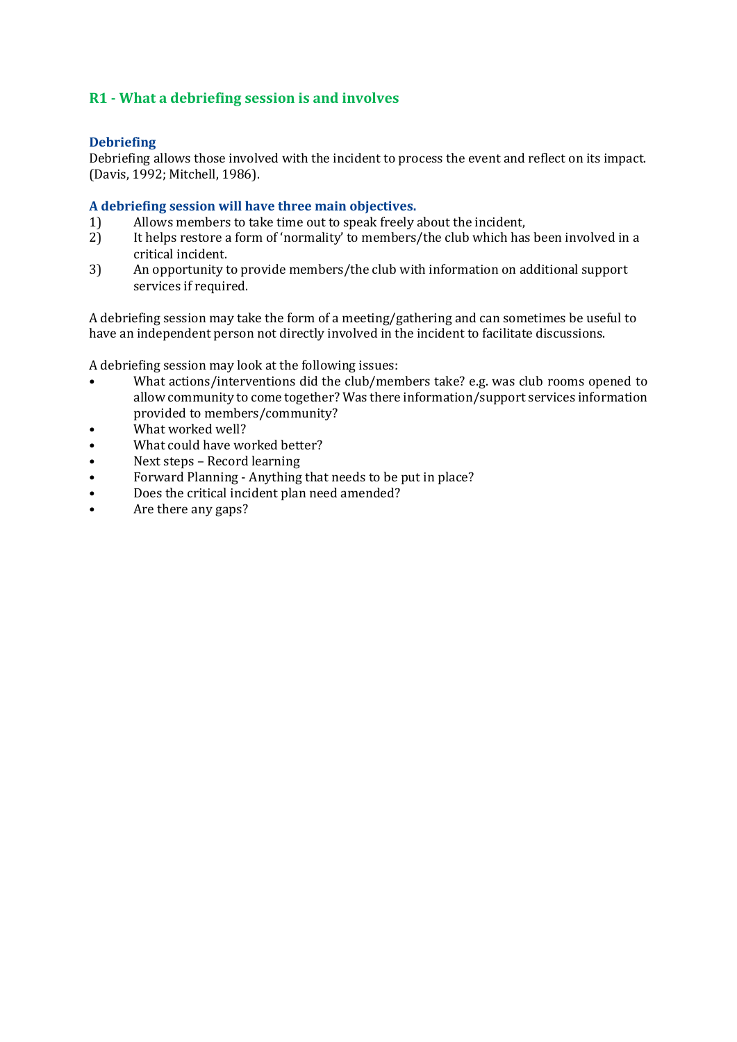## R1 - What a debriefing session is and involves

### Debriefing

Debriefing allows those involved with the incident to process the event and reflect on its impact. (Davis, 1992; Mitchell, 1986).

### A debriefing session will have three main objectives.

1) Allows members to take time out to speak freely about the incident,
2) It helps restore a form of 'normality' to members/the club which has been involved in a critical incident.
3) An opportunity to provide members/the club with information on additional support services if required.

A debriefing session may take the form of a meeting/gathering and can sometimes be useful to have an independent person not directly involved in the incident to facilitate discussions.

A debriefing session may look at the following issues:

- What actions/interventions did the club/members take? e.g. was club rooms opened to allow community to come together? Was there information/support services information provided to members/community?
- What worked well?
- What could have worked better?
- Next steps – Record learning
- Forward Planning - Anything that needs to be put in place?
- Does the critical incident plan need amended?
- Are there any gaps?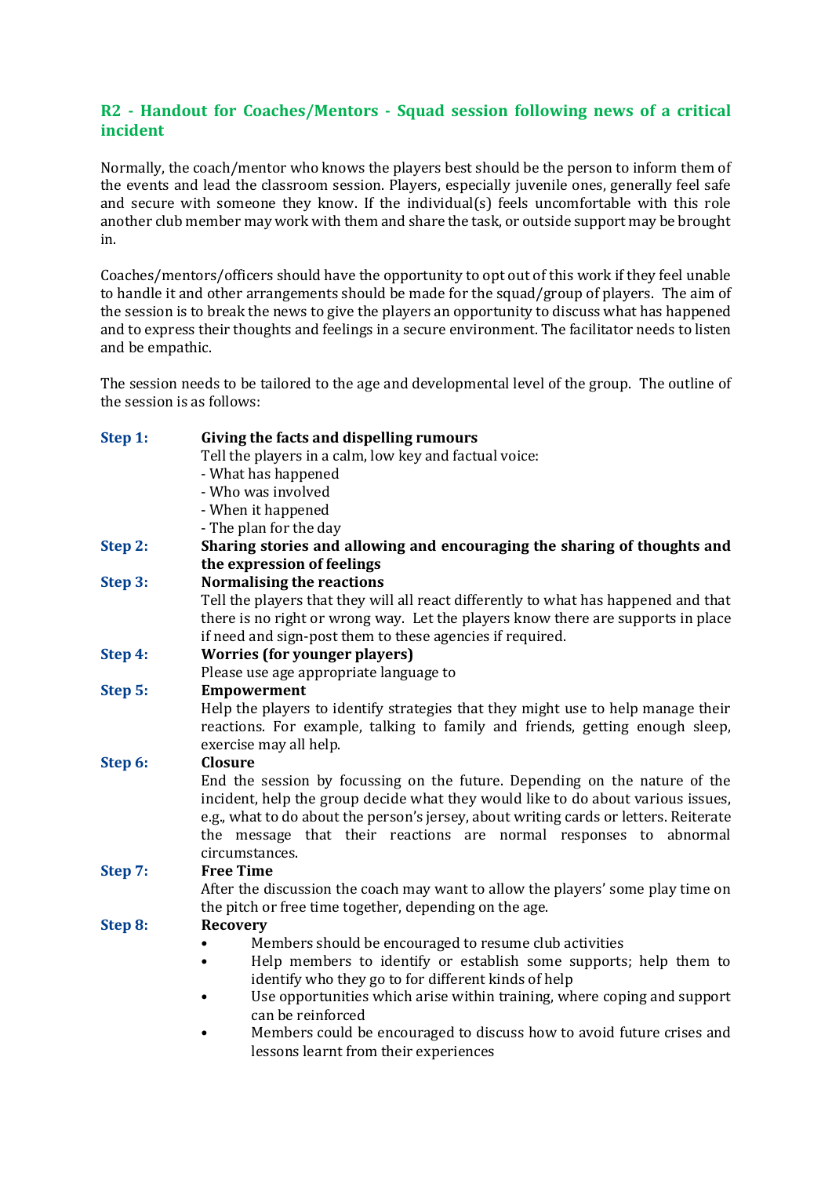## R2 - Handout for Coaches/Mentors - Squad session following news of a critical incident

Normally, the coach/mentor who knows the players best should be the person to inform them of the events and lead the classroom session. Players, especially juvenile ones, generally feel safe and secure with someone they know. If the individual(s) feels uncomfortable with this role another club member may work with them and share the task, or outside support may be brought in.

Coaches/mentors/officers should have the opportunity to opt out of this work if they feel unable to handle it and other arrangements should be made for the squad/group of players. The aim of the session is to break the news to give the players an opportunity to discuss what has happened and to express their thoughts and feelings in a secure environment. The facilitator needs to listen and be empathic.

The session needs to be tailored to the age and developmental level of the group. The outline of the session is as follows:

**Step 1: Giving the facts and dispelling rumours**

Tell the players in a calm, low key and factual voice:
- What has happened
- Who was involved
- When it happened
- The plan for the day

**Step 2: Sharing stories and allowing and encouraging the sharing of thoughts and the expression of feelings**

**Step 3: Normalising the reactions**

Tell the players that they will all react differently to what has happened and that there is no right or wrong way. Let the players know there are supports in place if need and sign-post them to these agencies if required.

**Step 4: Worries (for younger players)**

Please use age appropriate language to

**Step 5: Empowerment**

Help the players to identify strategies that they might use to help manage their reactions. For example, talking to family and friends, getting enough sleep, exercise may all help.

**Step 6: Closure**

End the session by focussing on the future. Depending on the nature of the incident, help the group decide what they would like to do about various issues, e.g., what to do about the person's jersey, about writing cards or letters. Reiterate the message that their reactions are normal responses to abnormal circumstances.

**Step 7: Free Time**

After the discussion the coach may want to allow the players' some play time on the pitch or free time together, depending on the age.

**Step 8: Recovery**

- Members should be encouraged to resume club activities
- Help members to identify or establish some supports; help them to identify who they go to for different kinds of help
- Use opportunities which arise within training, where coping and support can be reinforced
- Members could be encouraged to discuss how to avoid future crises and lessons learnt from their experiences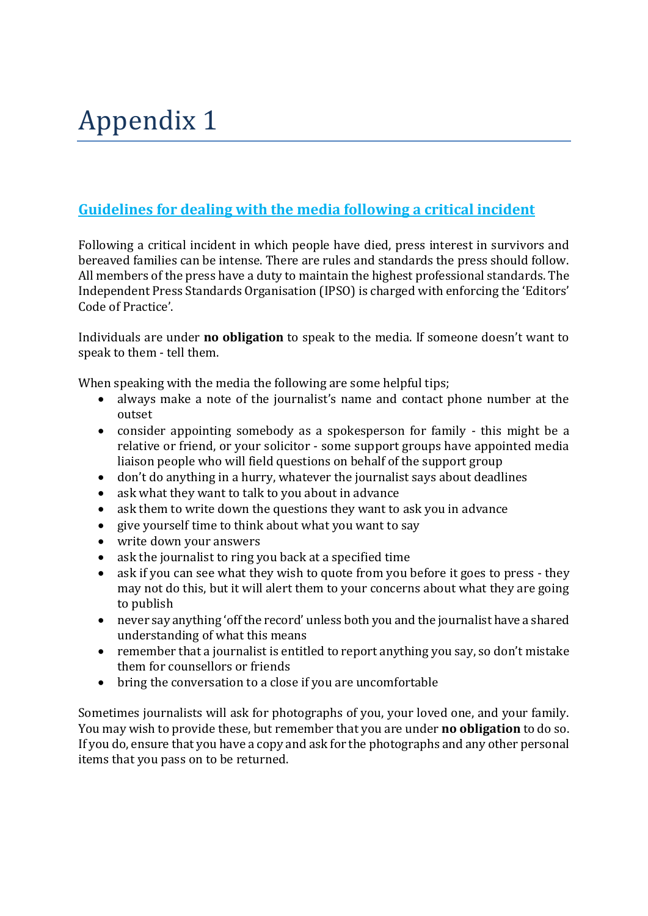# Appendix 1

## Guidelines for dealing with the media following a critical incident

Following a critical incident in which people have died, press interest in survivors and bereaved families can be intense. There are rules and standards the press should follow. All members of the press have a duty to maintain the highest professional standards. The Independent Press Standards Organisation (IPSO) is charged with enforcing the 'Editors' Code of Practice'.

Individuals are under **no obligation** to speak to the media. If someone doesn't want to speak to them - tell them.

When speaking with the media the following are some helpful tips;

- always make a note of the journalist's name and contact phone number at the outset
- consider appointing somebody as a spokesperson for family - this might be a relative or friend, or your solicitor - some support groups have appointed media liaison people who will field questions on behalf of the support group
- don't do anything in a hurry, whatever the journalist says about deadlines
- ask what they want to talk to you about in advance
- ask them to write down the questions they want to ask you in advance
- give yourself time to think about what you want to say
- write down your answers
- ask the journalist to ring you back at a specified time
- ask if you can see what they wish to quote from you before it goes to press - they may not do this, but it will alert them to your concerns about what they are going to publish
- never say anything 'off the record' unless both you and the journalist have a shared understanding of what this means
- remember that a journalist is entitled to report anything you say, so don't mistake them for counsellors or friends
- bring the conversation to a close if you are uncomfortable

Sometimes journalists will ask for photographs of you, your loved one, and your family. You may wish to provide these, but remember that you are under **no obligation** to do so. If you do, ensure that you have a copy and ask for the photographs and any other personal items that you pass on to be returned.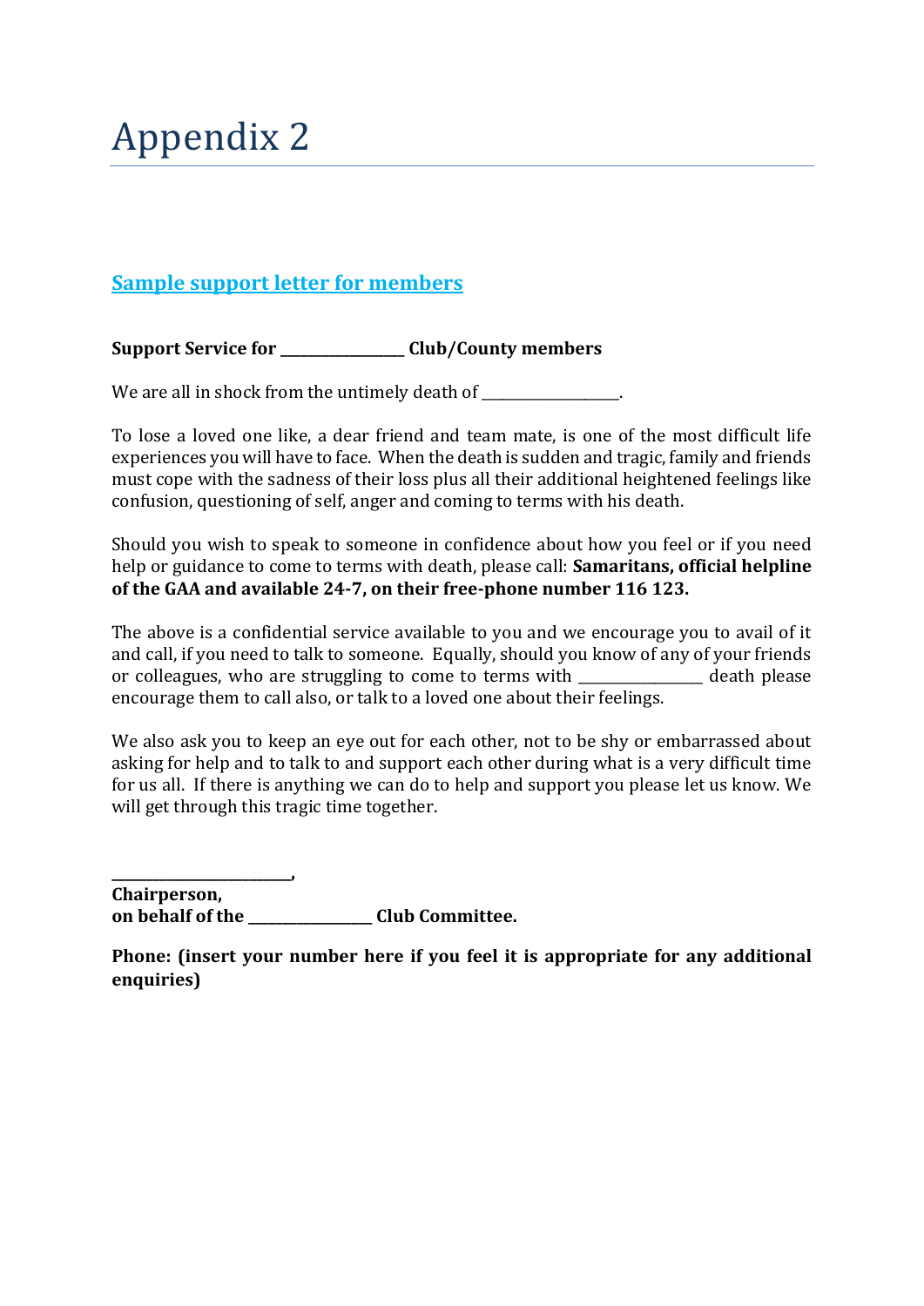# Appendix 2

## Sample support letter for members

**Support Service for _________________ Club/County members**

We are all in shock from the untimely death of ___________________.

To lose a loved one like, a dear friend and team mate, is one of the most difficult life experiences you will have to face. When the death is sudden and tragic, family and friends must cope with the sadness of their loss plus all their additional heightened feelings like confusion, questioning of self, anger and coming to terms with his death.

Should you wish to speak to someone in confidence about how you feel or if you need help or guidance to come to terms with death, please call: **Samaritans, official helpline of the GAA and available 24-7, on their free-phone number 116 123.**

The above is a confidential service available to you and we encourage you to avail of it and call, if you need to talk to someone. Equally, should you know of any of your friends or colleagues, who are struggling to come to terms with _________________ death please encourage them to call also, or talk to a loved one about their feelings.

We also ask you to keep an eye out for each other, not to be shy or embarrassed about asking for help and to talk to and support each other during what is a very difficult time for us all. If there is anything we can do to help and support you please let us know. We will get through this tragic time together.

**_________________________,**
**Chairperson,**
**on behalf of the _________________ Club Committee.**

**Phone: (insert your number here if you feel it is appropriate for any additional enquiries)**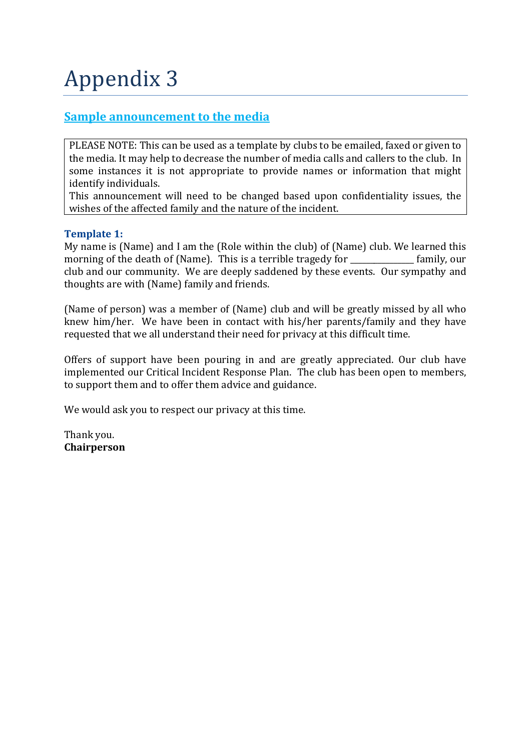# Appendix 3

## Sample announcement to the media

PLEASE NOTE: This can be used as a template by clubs to be emailed, faxed or given to the media. It may help to decrease the number of media calls and callers to the club. In some instances it is not appropriate to provide names or information that might identify individuals.
This announcement will need to be changed based upon confidentiality issues, the wishes of the affected family and the nature of the incident.

**Template 1:**
My name is (Name) and I am the (Role within the club) of (Name) club. We learned this morning of the death of (Name). This is a terrible tragedy for _______________ family, our club and our community. We are deeply saddened by these events. Our sympathy and thoughts are with (Name) family and friends.

(Name of person) was a member of (Name) club and will be greatly missed by all who knew him/her. We have been in contact with his/her parents/family and they have requested that we all understand their need for privacy at this difficult time.

Offers of support have been pouring in and are greatly appreciated. Our club have implemented our Critical Incident Response Plan. The club has been open to members, to support them and to offer them advice and guidance.

We would ask you to respect our privacy at this time.

Thank you.
**Chairperson**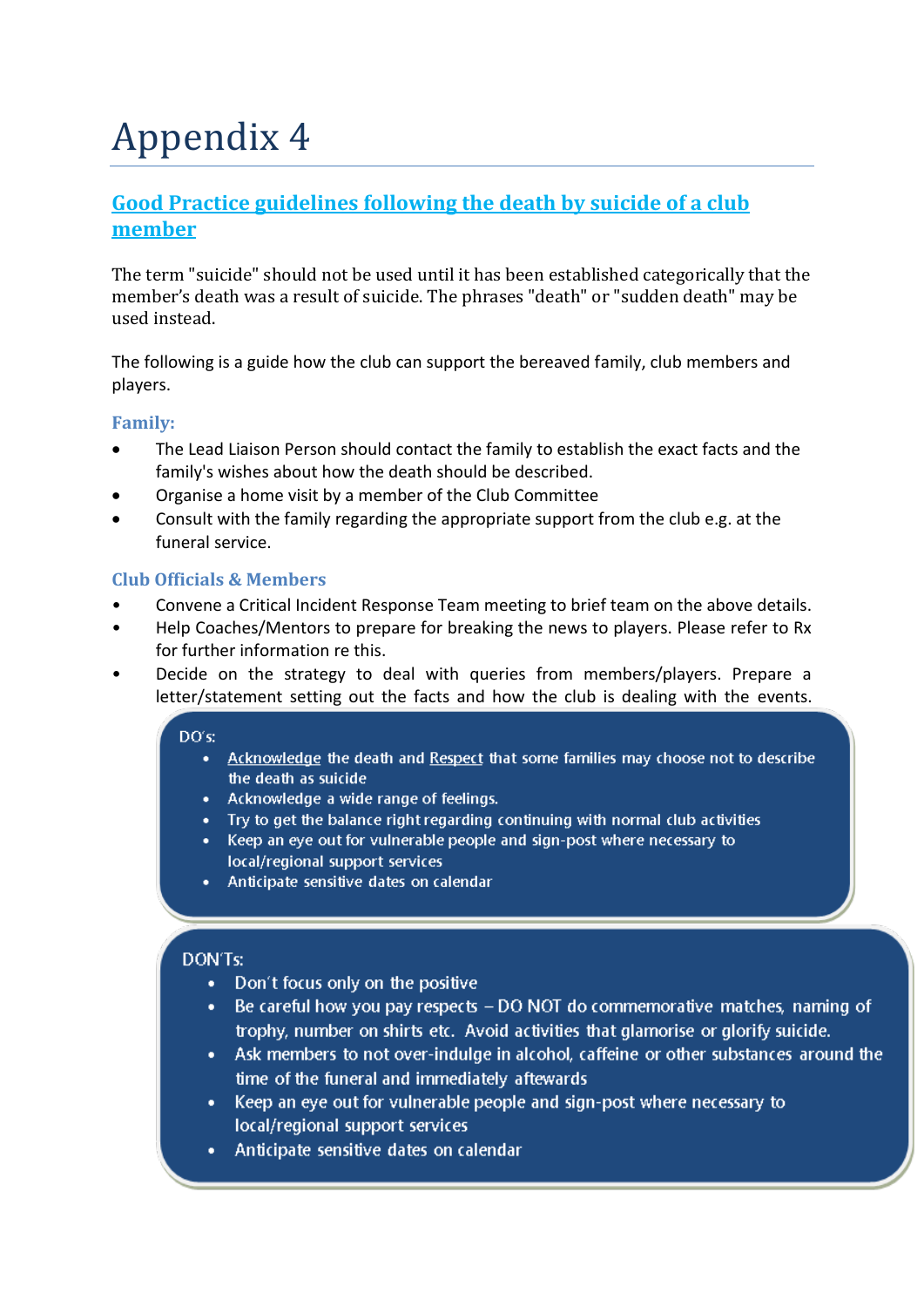# Appendix 4

## Good Practice guidelines following the death by suicide of a club member

The term "suicide" should not be used until it has been established categorically that the member's death was a result of suicide. The phrases "death" or "sudden death" may be used instead.

The following is a guide how the club can support the bereaved family, club members and players.

### Family:

- The Lead Liaison Person should contact the family to establish the exact facts and the family's wishes about how the death should be described.
- Organise a home visit by a member of the Club Committee
- Consult with the family regarding the appropriate support from the club e.g. at the funeral service.

### Club Officials & Members

- Convene a Critical Incident Response Team meeting to brief team on the above details.
- Help Coaches/Mentors to prepare for breaking the news to players. Please refer to Rx for further information re this.
- Decide on the strategy to deal with queries from members/players. Prepare a letter/statement setting out the facts and how the club is dealing with the events.

DO's:

- Acknowledge the death and Respect that some families may choose not to describe the death as suicide
- Acknowledge a wide range of feelings.
- Try to get the balance right regarding continuing with normal club activities
- Keep an eye out for vulnerable people and sign-post where necessary to local/regional support services
- Anticipate sensitive dates on calendar

DON'Ts:

- Don't focus only on the positive
- Be careful how you pay respects – DO NOT do commemorative matches, naming of trophy, number on shirts etc. Avoid activities that glamorise or glorify suicide.
- Ask members to not over-indulge in alcohol, caffeine or other substances around the time of the funeral and immediately aftewards
- Keep an eye out for vulnerable people and sign-post where necessary to local/regional support services
- Anticipate sensitive dates on calendar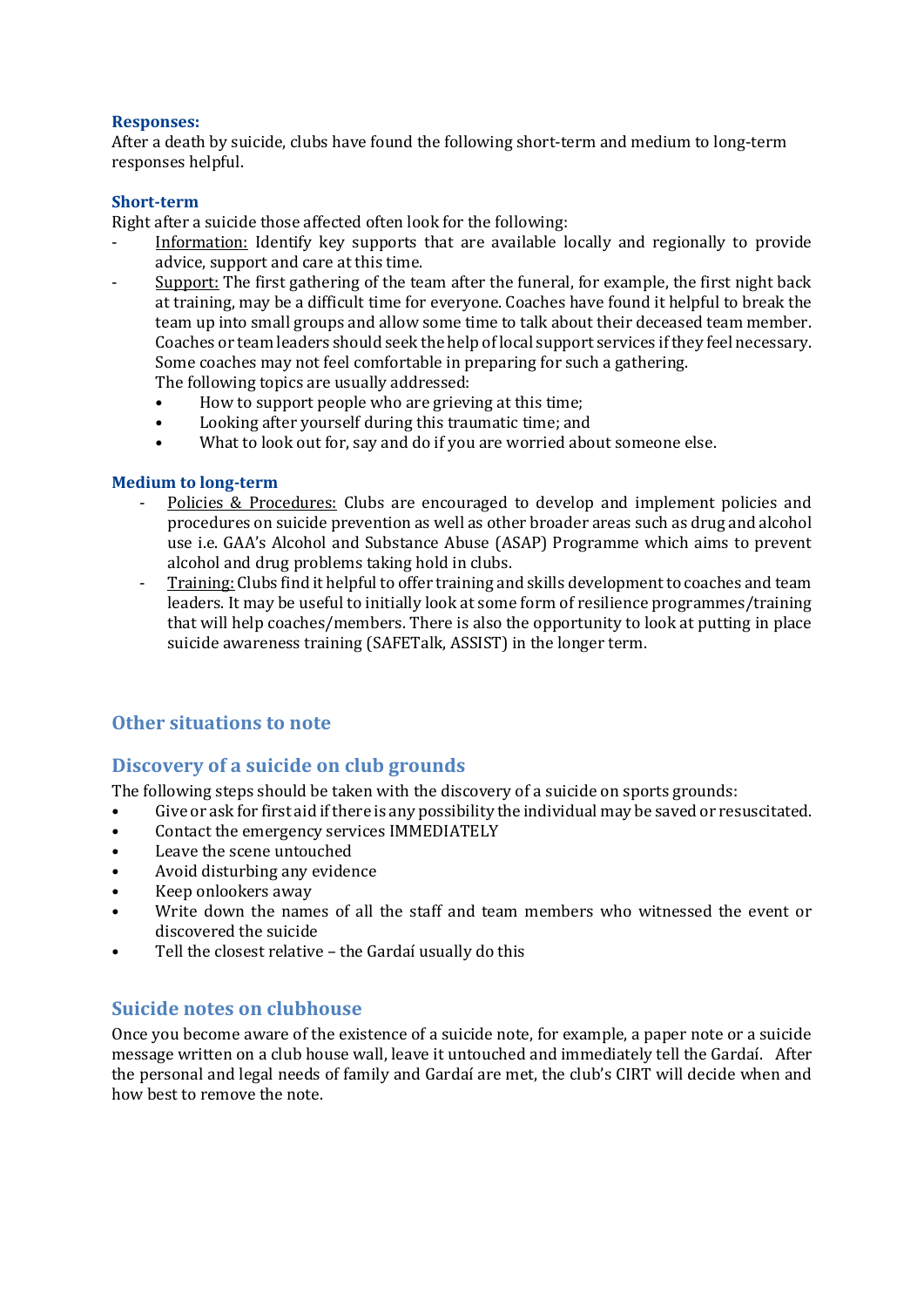**Responses:**

After a death by suicide, clubs have found the following short-term and medium to long-term responses helpful.

**Short-term**

Right after a suicide those affected often look for the following:

- Information: Identify key supports that are available locally and regionally to provide advice, support and care at this time.
- Support: The first gathering of the team after the funeral, for example, the first night back at training, may be a difficult time for everyone. Coaches have found it helpful to break the team up into small groups and allow some time to talk about their deceased team member. Coaches or team leaders should seek the help of local support services if they feel necessary. Some coaches may not feel comfortable in preparing for such a gathering.
  
  The following topics are usually addressed:
  - How to support people who are grieving at this time;
  - Looking after yourself during this traumatic time; and
  - What to look out for, say and do if you are worried about someone else.

**Medium to long-term**

- Policies & Procedures: Clubs are encouraged to develop and implement policies and procedures on suicide prevention as well as other broader areas such as drug and alcohol use i.e. GAA's Alcohol and Substance Abuse (ASAP) Programme which aims to prevent alcohol and drug problems taking hold in clubs.
- Training: Clubs find it helpful to offer training and skills development to coaches and team leaders. It may be useful to initially look at some form of resilience programmes/training that will help coaches/members. There is also the opportunity to look at putting in place suicide awareness training (SAFETalk, ASSIST) in the longer term.

## Other situations to note

## Discovery of a suicide on club grounds

The following steps should be taken with the discovery of a suicide on sports grounds:

- Give or ask for first aid if there is any possibility the individual may be saved or resuscitated.
- Contact the emergency services IMMEDIATELY
- Leave the scene untouched
- Avoid disturbing any evidence
- Keep onlookers away
- Write down the names of all the staff and team members who witnessed the event or discovered the suicide
- Tell the closest relative – the Gardaí usually do this

## Suicide notes on clubhouse

Once you become aware of the existence of a suicide note, for example, a paper note or a suicide message written on a club house wall, leave it untouched and immediately tell the Gardaí. After the personal and legal needs of family and Gardaí are met, the club's CIRT will decide when and how best to remove the note.